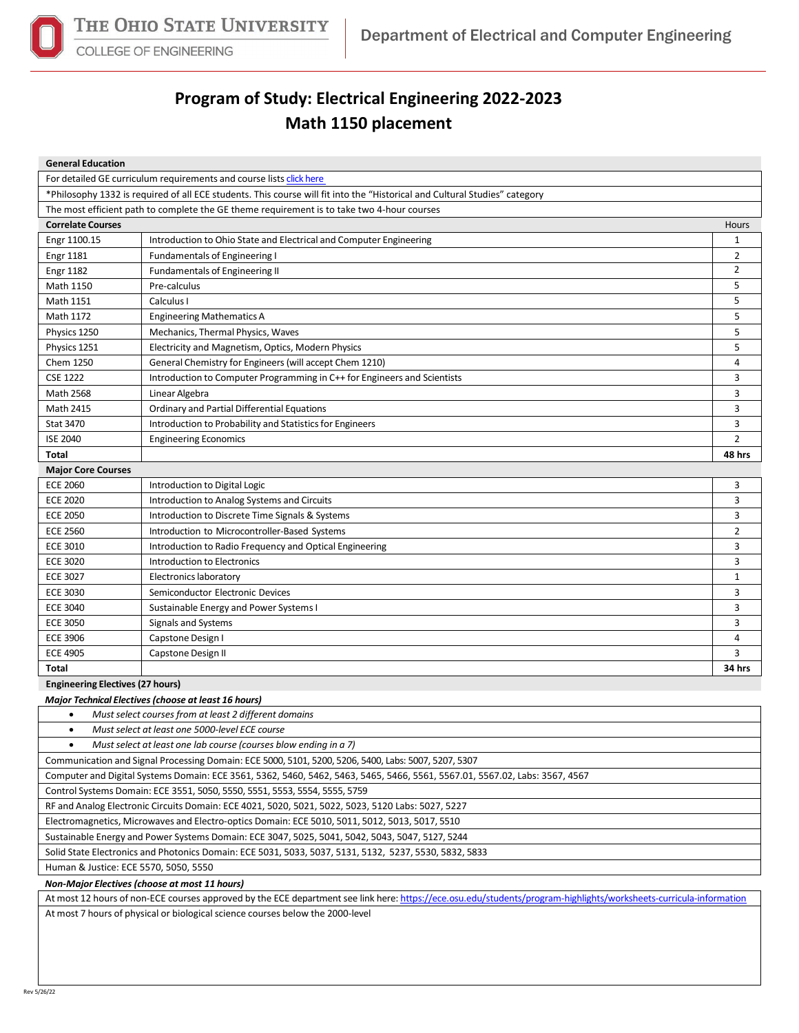# Program of Study: Electrical Engineering 2022-2023
## Math 1150 placement

**General Education**

For detailed GE curriculum requirements and course lists click here

*Philosophy 1332 is required of all ECE students. This course will fit into the "Historical and Cultural Studies" category

The most efficient path to complete the GE theme requirement is to take two 4-hour courses

| **Correlate Courses** | | Hours |
|---|---|---|
| Engr 1100.15 | Introduction to Ohio State and Electrical and Computer Engineering | 1 |
| Engr 1181 | Fundamentals of Engineering I | 2 |
| Engr 1182 | Fundamentals of Engineering II | 2 |
| Math 1150 | Pre-calculus | 5 |
| Math 1151 | Calculus I | 5 |
| Math 1172 | Engineering Mathematics A | 5 |
| Physics 1250 | Mechanics, Thermal Physics, Waves | 5 |
| Physics 1251 | Electricity and Magnetism, Optics, Modern Physics | 5 |
| Chem 1250 | General Chemistry for Engineers (will accept Chem 1210) | 4 |
| CSE 1222 | Introduction to Computer Programming in C++ for Engineers and Scientists | 3 |
| Math 2568 | Linear Algebra | 3 |
| Math 2415 | Ordinary and Partial Differential Equations | 3 |
| Stat 3470 | Introduction to Probability and Statistics for Engineers | 3 |
| ISE 2040 | Engineering Economics | 2 |
| **Total** | | **48 hrs** |

| **Major Core Courses** | | |
|---|---|---|
| ECE 2060 | Introduction to Digital Logic | 3 |
| ECE 2020 | Introduction to Analog Systems and Circuits | 3 |
| ECE 2050 | Introduction to Discrete Time Signals & Systems | 3 |
| ECE 2560 | Introduction to Microcontroller-Based Systems | 2 |
| ECE 3010 | Introduction to Radio Frequency and Optical Engineering | 3 |
| ECE 3020 | Introduction to Electronics | 3 |
| ECE 3027 | Electronics laboratory | 1 |
| ECE 3030 | Semiconductor Electronic Devices | 3 |
| ECE 3040 | Sustainable Energy and Power Systems I | 3 |
| ECE 3050 | Signals and Systems | 3 |
| ECE 3906 | Capstone Design I | 4 |
| ECE 4905 | Capstone Design II | 3 |
| **Total** | | **34 hrs** |

**Engineering Electives (27 hours)**

***Major Technical Electives (choose at least 16 hours)***

- *Must select courses from at least 2 different domains*
- *Must select at least one 5000-level ECE course*
- *Must select at least one lab course (courses blow ending in a 7)*

Communication and Signal Processing Domain: ECE 5000, 5101, 5200, 5206, 5400, Labs: 5007, 5207, 5307

Computer and Digital Systems Domain: ECE 3561, 5362, 5460, 5462, 5463, 5465, 5466, 5561, 5567.01, 5567.02, Labs: 3567, 4567

Control Systems Domain: ECE 3551, 5050, 5550, 5551, 5553, 5554, 5555, 5759

RF and Analog Electronic Circuits Domain: ECE 4021, 5020, 5021, 5022, 5023, 5120 Labs: 5027, 5227

Electromagnetics, Microwaves and Electro-optics Domain: ECE 5010, 5011, 5012, 5013, 5017, 5510

Sustainable Energy and Power Systems Domain: ECE 3047, 5025, 5041, 5042, 5043, 5047, 5127, 5244

Solid State Electronics and Photonics Domain: ECE 5031, 5033, 5037, 5131, 5132, 5237, 5530, 5832, 5833

Human & Justice: ECE 5570, 5050, 5550

***Non-Major Electives (choose at most 11 hours)***

At most 12 hours of non-ECE courses approved by the ECE department see link here: https://ece.osu.edu/students/program-highlights/worksheets-curricula-information

At most 7 hours of physical or biological science courses below the 2000-level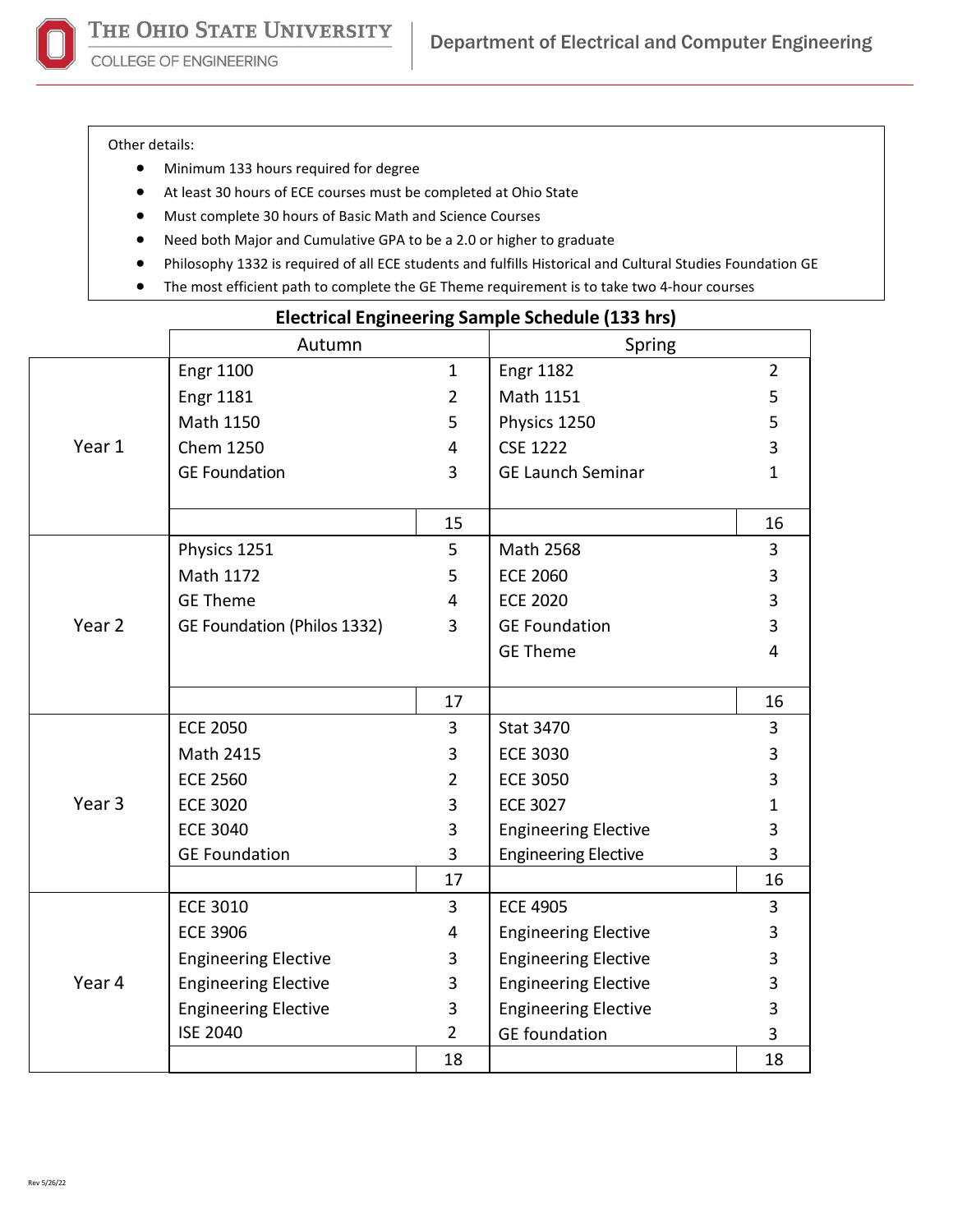Other details:

- Minimum 133 hours required for degree
- At least 30 hours of ECE courses must be completed at Ohio State
- Must complete 30 hours of Basic Math and Science Courses
- Need both Major and Cumulative GPA to be a 2.0 or higher to graduate
- Philosophy 1332 is required of all ECE students and fulfills Historical and Cultural Studies Foundation GE
- The most efficient path to complete the GE Theme requirement is to take two 4-hour courses

## Electrical Engineering Sample Schedule (133 hrs)

| | Autumn | | Spring | |
|---|---|---|---|---|
| Year 1 | Engr 1100 | 1 | Engr 1182 | 2 |
| | Engr 1181 | 2 | Math 1151 | 5 |
| | Math 1150 | 5 | Physics 1250 | 5 |
| | Chem 1250 | 4 | CSE 1222 | 3 |
| | GE Foundation | 3 | GE Launch Seminar | 1 |
| | | 15 | | 16 |
| Year 2 | Physics 1251 | 5 | Math 2568 | 3 |
| | Math 1172 | 5 | ECE 2060 | 3 |
| | GE Theme | 4 | ECE 2020 | 3 |
| | GE Foundation (Philos 1332) | 3 | GE Foundation | 3 |
| | | | GE Theme | 4 |
| | | 17 | | 16 |
| Year 3 | ECE 2050 | 3 | Stat 3470 | 3 |
| | Math 2415 | 3 | ECE 3030 | 3 |
| | ECE 2560 | 2 | ECE 3050 | 3 |
| | ECE 3020 | 3 | ECE 3027 | 1 |
| | ECE 3040 | 3 | Engineering Elective | 3 |
| | GE Foundation | 3 | Engineering Elective | 3 |
| | | 17 | | 16 |
| Year 4 | ECE 3010 | 3 | ECE 4905 | 3 |
| | ECE 3906 | 4 | Engineering Elective | 3 |
| | Engineering Elective | 3 | Engineering Elective | 3 |
| | Engineering Elective | 3 | Engineering Elective | 3 |
| | Engineering Elective | 3 | Engineering Elective | 3 |
| | ISE 2040 | 2 | GE foundation | 3 |
| | | 18 | | 18 |

Rev 5/26/22